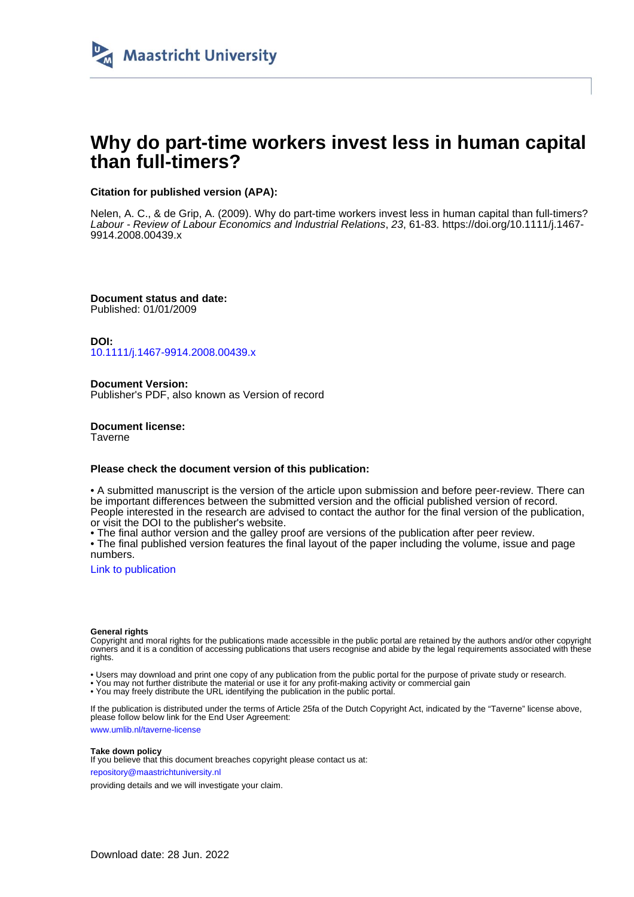Maastricht University

# Why do part-time workers invest less in human capital than full-timers?

**Citation for published version (APA):**

Nelen, A. C., & de Grip, A. (2009). Why do part-time workers invest less in human capital than full-timers? *Labour - Review of Labour Economics and Industrial Relations*, *23*, 61-83. https://doi.org/10.1111/j.1467-9914.2008.00439.x

**Document status and date:**
Published: 01/01/2009

**DOI:**
10.1111/j.1467-9914.2008.00439.x

**Document Version:**
Publisher's PDF, also known as Version of record

**Document license:**
Taverne

**Please check the document version of this publication:**

• A submitted manuscript is the version of the article upon submission and before peer-review. There can be important differences between the submitted version and the official published version of record. People interested in the research are advised to contact the author for the final version of the publication, or visit the DOI to the publisher's website.
• The final author version and the galley proof are versions of the publication after peer review.
• The final published version features the final layout of the paper including the volume, issue and page numbers.

Link to publication

**General rights**
Copyright and moral rights for the publications made accessible in the public portal are retained by the authors and/or other copyright owners and it is a condition of accessing publications that users recognise and abide by the legal requirements associated with these rights.

• Users may download and print one copy of any publication from the public portal for the purpose of private study or research.
• You may not further distribute the material or use it for any profit-making activity or commercial gain
• You may freely distribute the URL identifying the publication in the public portal.

If the publication is distributed under the terms of Article 25fa of the Dutch Copyright Act, indicated by the "Taverne" license above, please follow below link for the End User Agreement:

www.umlib.nl/taverne-license

**Take down policy**
If you believe that this document breaches copyright please contact us at:

repository@maastrichtuniversity.nl

providing details and we will investigate your claim.

Download date: 28 Jun. 2022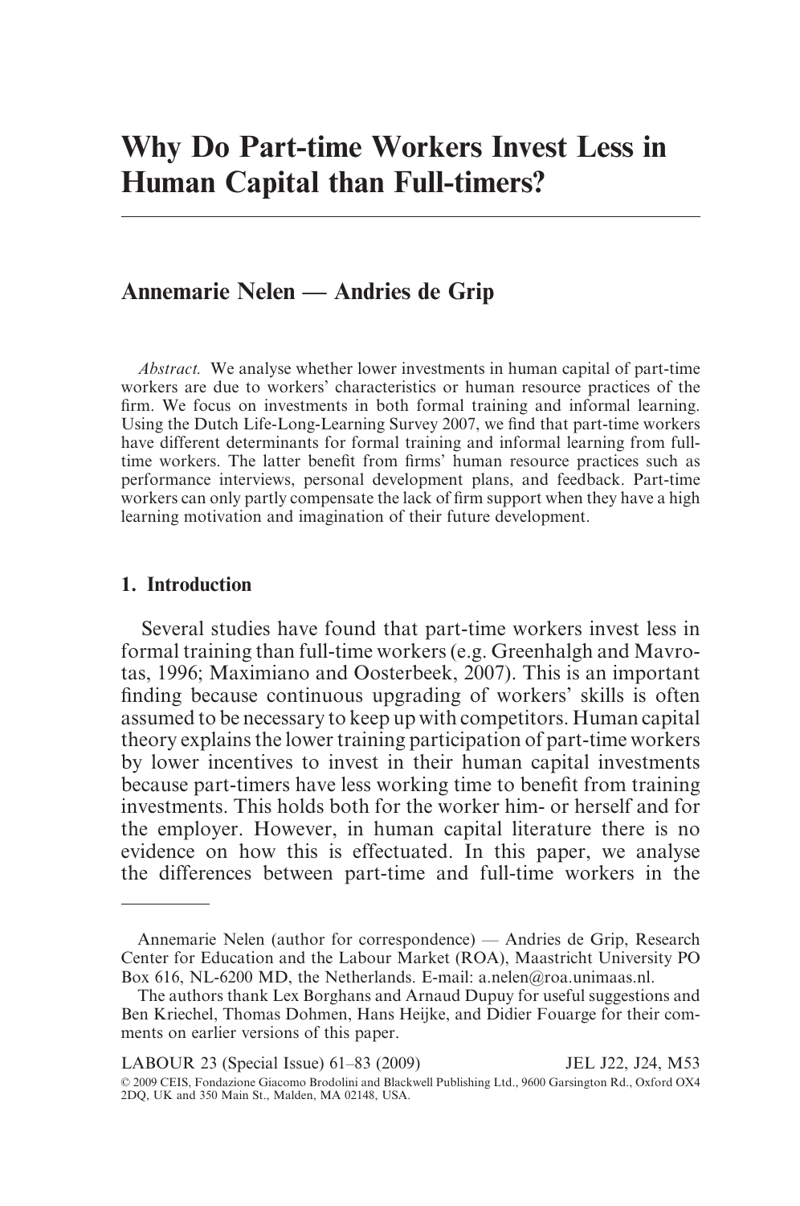# Why Do Part-time Workers Invest Less in Human Capital than Full-timers?

**Annemarie Nelen — Andries de Grip**

*Abstract.* We analyse whether lower investments in human capital of part-time workers are due to workers' characteristics or human resource practices of the firm. We focus on investments in both formal training and informal learning. Using the Dutch Life-Long-Learning Survey 2007, we find that part-time workers have different determinants for formal training and informal learning from full-time workers. The latter benefit from firms' human resource practices such as performance interviews, personal development plans, and feedback. Part-time workers can only partly compensate the lack of firm support when they have a high learning motivation and imagination of their future development.

## 1. Introduction

Several studies have found that part-time workers invest less in formal training than full-time workers (e.g. Greenhalgh and Mavrotas, 1996; Maximiano and Oosterbeek, 2007). This is an important finding because continuous upgrading of workers' skills is often assumed to be necessary to keep up with competitors. Human capital theory explains the lower training participation of part-time workers by lower incentives to invest in their human capital investments because part-timers have less working time to benefit from training investments. This holds both for the worker him- or herself and for the employer. However, in human capital literature there is no evidence on how this is effectuated. In this paper, we analyse the differences between part-time and full-time workers in the

---

Annemarie Nelen (author for correspondence) — Andries de Grip, Research Center for Education and the Labour Market (ROA), Maastricht University PO Box 616, NL-6200 MD, the Netherlands. E-mail: a.nelen@roa.unimaas.nl.

The authors thank Lex Borghans and Arnaud Dupuy for useful suggestions and Ben Kriechel, Thomas Dohmen, Hans Heijke, and Didier Fouarge for their comments on earlier versions of this paper.

JEL J22, J24, M53

© 2009 CEIS, Fondazione Giacomo Brodolini and Blackwell Publishing Ltd., 9600 Garsington Rd., Oxford OX4 2DQ, UK and 350 Main St., Malden, MA 02148, USA.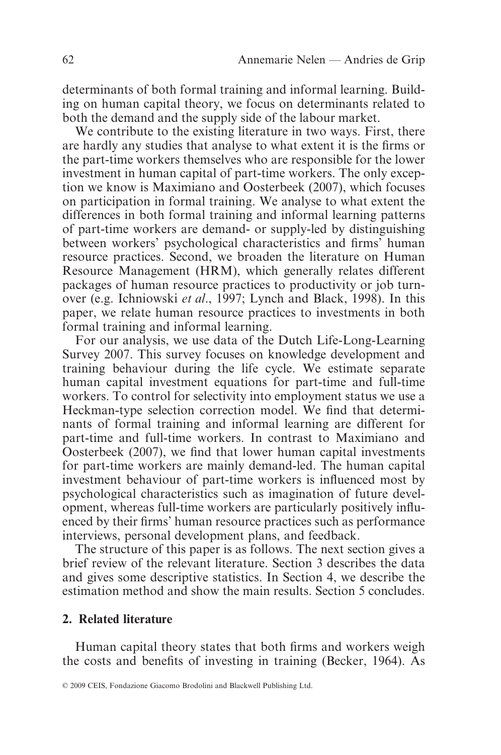determinants of both formal training and informal learning. Building on human capital theory, we focus on determinants related to both the demand and the supply side of the labour market.

We contribute to the existing literature in two ways. First, there are hardly any studies that analyse to what extent it is the firms or the part-time workers themselves who are responsible for the lower investment in human capital of part-time workers. The only exception we know is Maximiano and Oosterbeek (2007), which focuses on participation in formal training. We analyse to what extent the differences in both formal training and informal learning patterns of part-time workers are demand- or supply-led by distinguishing between workers' psychological characteristics and firms' human resource practices. Second, we broaden the literature on Human Resource Management (HRM), which generally relates different packages of human resource practices to productivity or job turnover (e.g. Ichniowski *et al*., 1997; Lynch and Black, 1998). In this paper, we relate human resource practices to investments in both formal training and informal learning.

For our analysis, we use data of the Dutch Life-Long-Learning Survey 2007. This survey focuses on knowledge development and training behaviour during the life cycle. We estimate separate human capital investment equations for part-time and full-time workers. To control for selectivity into employment status we use a Heckman-type selection correction model. We find that determinants of formal training and informal learning are different for part-time and full-time workers. In contrast to Maximiano and Oosterbeek (2007), we find that lower human capital investments for part-time workers are mainly demand-led. The human capital investment behaviour of part-time workers is influenced most by psychological characteristics such as imagination of future development, whereas full-time workers are particularly positively influenced by their firms' human resource practices such as performance interviews, personal development plans, and feedback.

The structure of this paper is as follows. The next section gives a brief review of the relevant literature. Section 3 describes the data and gives some descriptive statistics. In Section 4, we describe the estimation method and show the main results. Section 5 concludes.

## 2. Related literature

Human capital theory states that both firms and workers weigh the costs and benefits of investing in training (Becker, 1964). As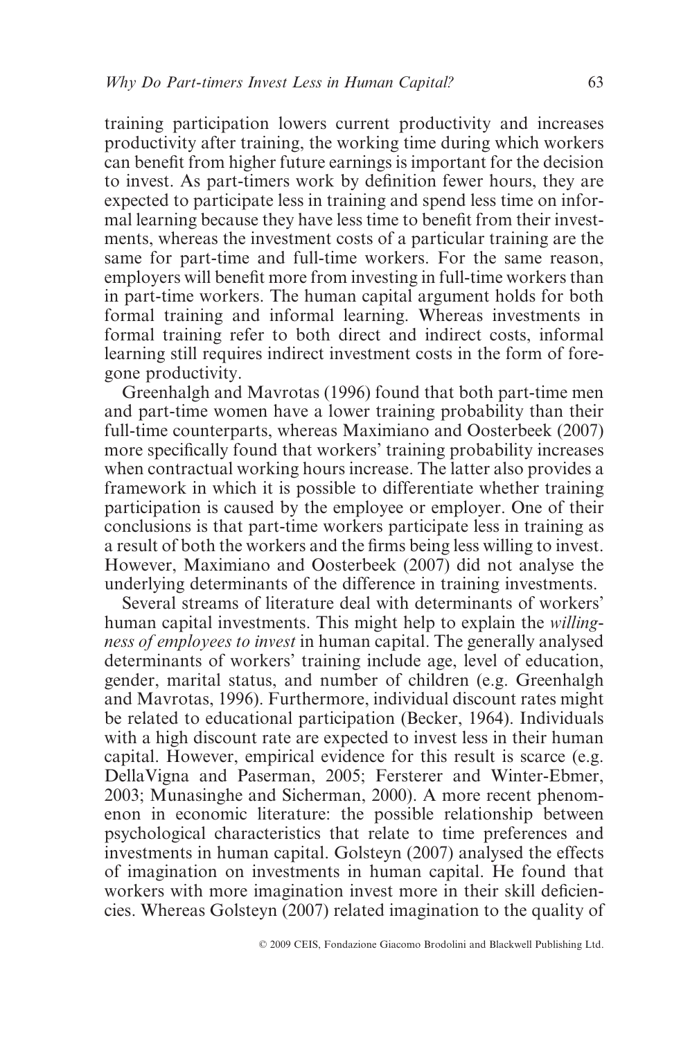training participation lowers current productivity and increases productivity after training, the working time during which workers can benefit from higher future earnings is important for the decision to invest. As part-timers work by definition fewer hours, they are expected to participate less in training and spend less time on informal learning because they have less time to benefit from their investments, whereas the investment costs of a particular training are the same for part-time and full-time workers. For the same reason, employers will benefit more from investing in full-time workers than in part-time workers. The human capital argument holds for both formal training and informal learning. Whereas investments in formal training refer to both direct and indirect costs, informal learning still requires indirect investment costs in the form of foregone productivity.

Greenhalgh and Mavrotas (1996) found that both part-time men and part-time women have a lower training probability than their full-time counterparts, whereas Maximiano and Oosterbeek (2007) more specifically found that workers' training probability increases when contractual working hours increase. The latter also provides a framework in which it is possible to differentiate whether training participation is caused by the employee or employer. One of their conclusions is that part-time workers participate less in training as a result of both the workers and the firms being less willing to invest. However, Maximiano and Oosterbeek (2007) did not analyse the underlying determinants of the difference in training investments.

Several streams of literature deal with determinants of workers' human capital investments. This might help to explain the *willingness of employees to invest* in human capital. The generally analysed determinants of workers' training include age, level of education, gender, marital status, and number of children (e.g. Greenhalgh and Mavrotas, 1996). Furthermore, individual discount rates might be related to educational participation (Becker, 1964). Individuals with a high discount rate are expected to invest less in their human capital. However, empirical evidence for this result is scarce (e.g. DellaVigna and Paserman, 2005; Fersterer and Winter-Ebmer, 2003; Munasinghe and Sicherman, 2000). A more recent phenomenon in economic literature: the possible relationship between psychological characteristics that relate to time preferences and investments in human capital. Golsteyn (2007) analysed the effects of imagination on investments in human capital. He found that workers with more imagination invest more in their skill deficiencies. Whereas Golsteyn (2007) related imagination to the quality of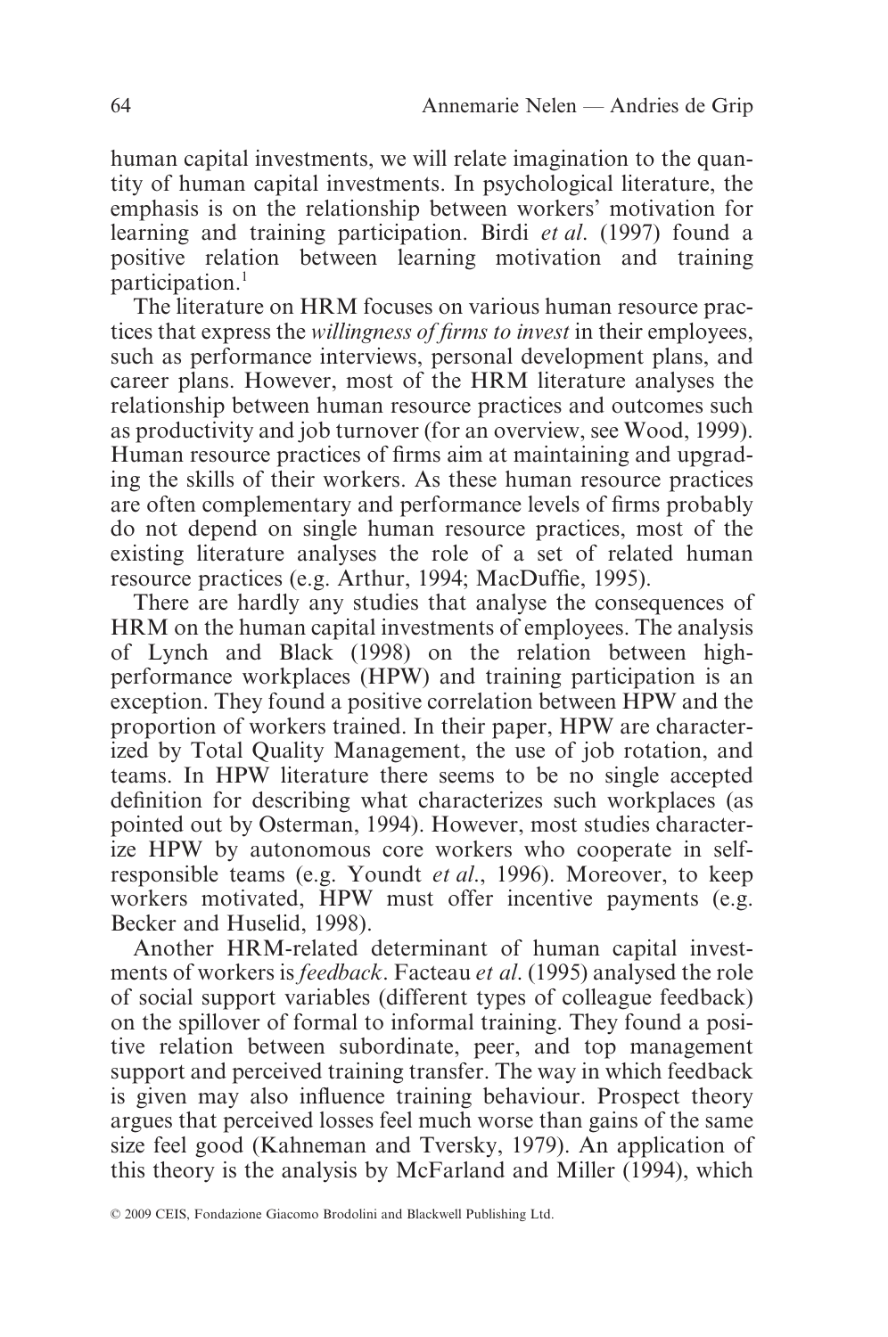human capital investments, we will relate imagination to the quantity of human capital investments. In psychological literature, the emphasis is on the relationship between workers' motivation for learning and training participation. Birdi *et al*. (1997) found a positive relation between learning motivation and training participation.[1]

The literature on HRM focuses on various human resource practices that express the *willingness of firms to invest* in their employees, such as performance interviews, personal development plans, and career plans. However, most of the HRM literature analyses the relationship between human resource practices and outcomes such as productivity and job turnover (for an overview, see Wood, 1999). Human resource practices of firms aim at maintaining and upgrading the skills of their workers. As these human resource practices are often complementary and performance levels of firms probably do not depend on single human resource practices, most of the existing literature analyses the role of a set of related human resource practices (e.g. Arthur, 1994; MacDuffie, 1995).

There are hardly any studies that analyse the consequences of HRM on the human capital investments of employees. The analysis of Lynch and Black (1998) on the relation between high-performance workplaces (HPW) and training participation is an exception. They found a positive correlation between HPW and the proportion of workers trained. In their paper, HPW are characterized by Total Quality Management, the use of job rotation, and teams. In HPW literature there seems to be no single accepted definition for describing what characterizes such workplaces (as pointed out by Osterman, 1994). However, most studies characterize HPW by autonomous core workers who cooperate in self-responsible teams (e.g. Youndt *et al*., 1996). Moreover, to keep workers motivated, HPW must offer incentive payments (e.g. Becker and Huselid, 1998).

Another HRM-related determinant of human capital investments of workers is *feedback*. Facteau *et al*. (1995) analysed the role of social support variables (different types of colleague feedback) on the spillover of formal to informal training. They found a positive relation between subordinate, peer, and top management support and perceived training transfer. The way in which feedback is given may also influence training behaviour. Prospect theory argues that perceived losses feel much worse than gains of the same size feel good (Kahneman and Tversky, 1979). An application of this theory is the analysis by McFarland and Miller (1994), which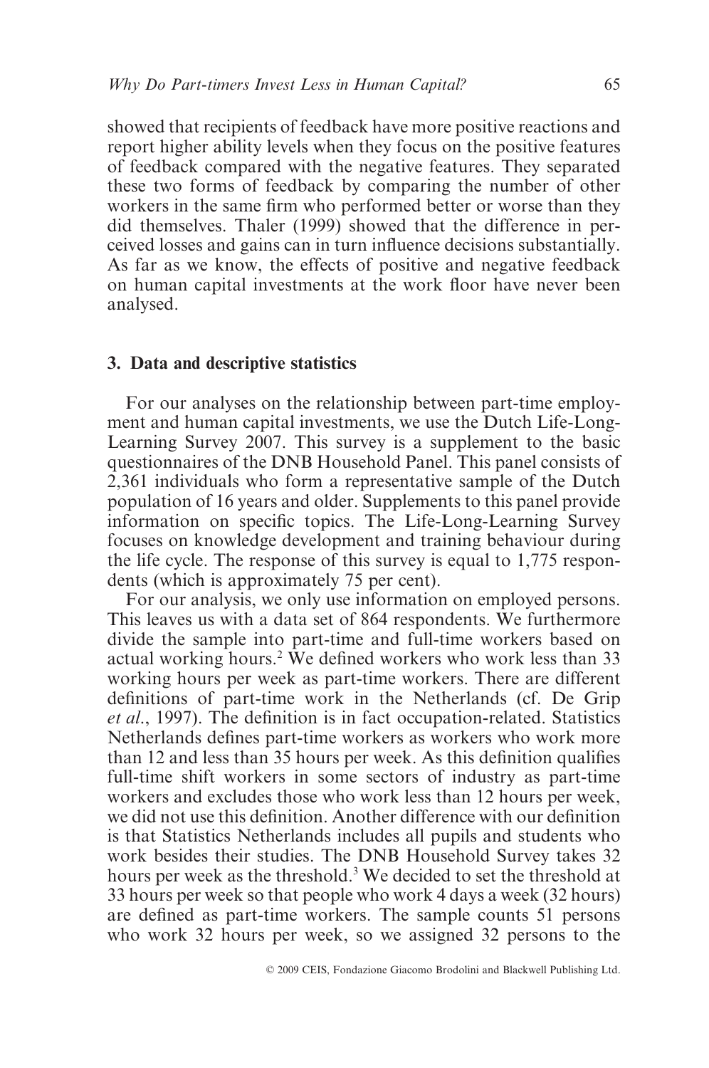showed that recipients of feedback have more positive reactions and report higher ability levels when they focus on the positive features of feedback compared with the negative features. They separated these two forms of feedback by comparing the number of other workers in the same firm who performed better or worse than they did themselves. Thaler (1999) showed that the difference in perceived losses and gains can in turn influence decisions substantially. As far as we know, the effects of positive and negative feedback on human capital investments at the work floor have never been analysed.

## 3. Data and descriptive statistics

For our analyses on the relationship between part-time employment and human capital investments, we use the Dutch Life-Long-Learning Survey 2007. This survey is a supplement to the basic questionnaires of the DNB Household Panel. This panel consists of 2,361 individuals who form a representative sample of the Dutch population of 16 years and older. Supplements to this panel provide information on specific topics. The Life-Long-Learning Survey focuses on knowledge development and training behaviour during the life cycle. The response of this survey is equal to 1,775 respondents (which is approximately 75 per cent).

For our analysis, we only use information on employed persons. This leaves us with a data set of 864 respondents. We furthermore divide the sample into part-time and full-time workers based on actual working hours.[2] We defined workers who work less than 33 working hours per week as part-time workers. There are different definitions of part-time work in the Netherlands (cf. De Grip *et al*., 1997). The definition is in fact occupation-related. Statistics Netherlands defines part-time workers as workers who work more than 12 and less than 35 hours per week. As this definition qualifies full-time shift workers in some sectors of industry as part-time workers and excludes those who work less than 12 hours per week, we did not use this definition. Another difference with our definition is that Statistics Netherlands includes all pupils and students who work besides their studies. The DNB Household Survey takes 32 hours per week as the threshold.[3] We decided to set the threshold at 33 hours per week so that people who work 4 days a week (32 hours) are defined as part-time workers. The sample counts 51 persons who work 32 hours per week, so we assigned 32 persons to the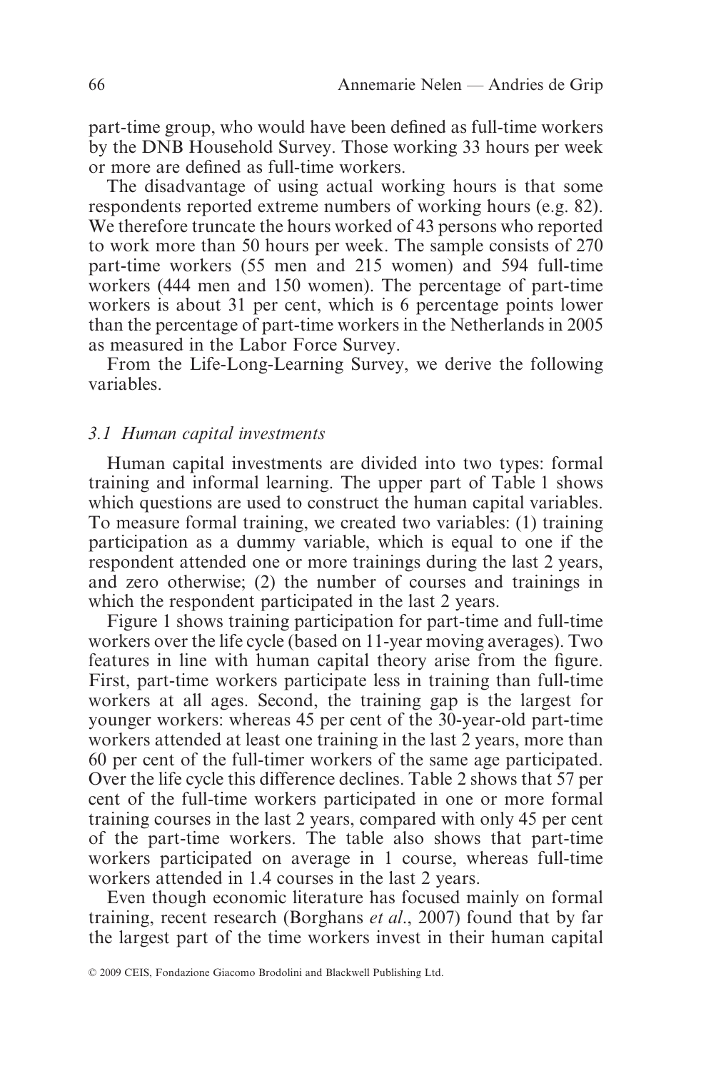part-time group, who would have been defined as full-time workers by the DNB Household Survey. Those working 33 hours per week or more are defined as full-time workers.

The disadvantage of using actual working hours is that some respondents reported extreme numbers of working hours (e.g. 82). We therefore truncate the hours worked of 43 persons who reported to work more than 50 hours per week. The sample consists of 270 part-time workers (55 men and 215 women) and 594 full-time workers (444 men and 150 women). The percentage of part-time workers is about 31 per cent, which is 6 percentage points lower than the percentage of part-time workers in the Netherlands in 2005 as measured in the Labor Force Survey.

From the Life-Long-Learning Survey, we derive the following variables.

### *3.1 Human capital investments*

Human capital investments are divided into two types: formal training and informal learning. The upper part of Table 1 shows which questions are used to construct the human capital variables. To measure formal training, we created two variables: (1) training participation as a dummy variable, which is equal to one if the respondent attended one or more trainings during the last 2 years, and zero otherwise; (2) the number of courses and trainings in which the respondent participated in the last 2 years.

Figure 1 shows training participation for part-time and full-time workers over the life cycle (based on 11-year moving averages). Two features in line with human capital theory arise from the figure. First, part-time workers participate less in training than full-time workers at all ages. Second, the training gap is the largest for younger workers: whereas 45 per cent of the 30-year-old part-time workers attended at least one training in the last 2 years, more than 60 per cent of the full-timer workers of the same age participated. Over the life cycle this difference declines. Table 2 shows that 57 per cent of the full-time workers participated in one or more formal training courses in the last 2 years, compared with only 45 per cent of the part-time workers. The table also shows that part-time workers participated on average in 1 course, whereas full-time workers attended in 1.4 courses in the last 2 years.

Even though economic literature has focused mainly on formal training, recent research (Borghans *et al*., 2007) found that by far the largest part of the time workers invest in their human capital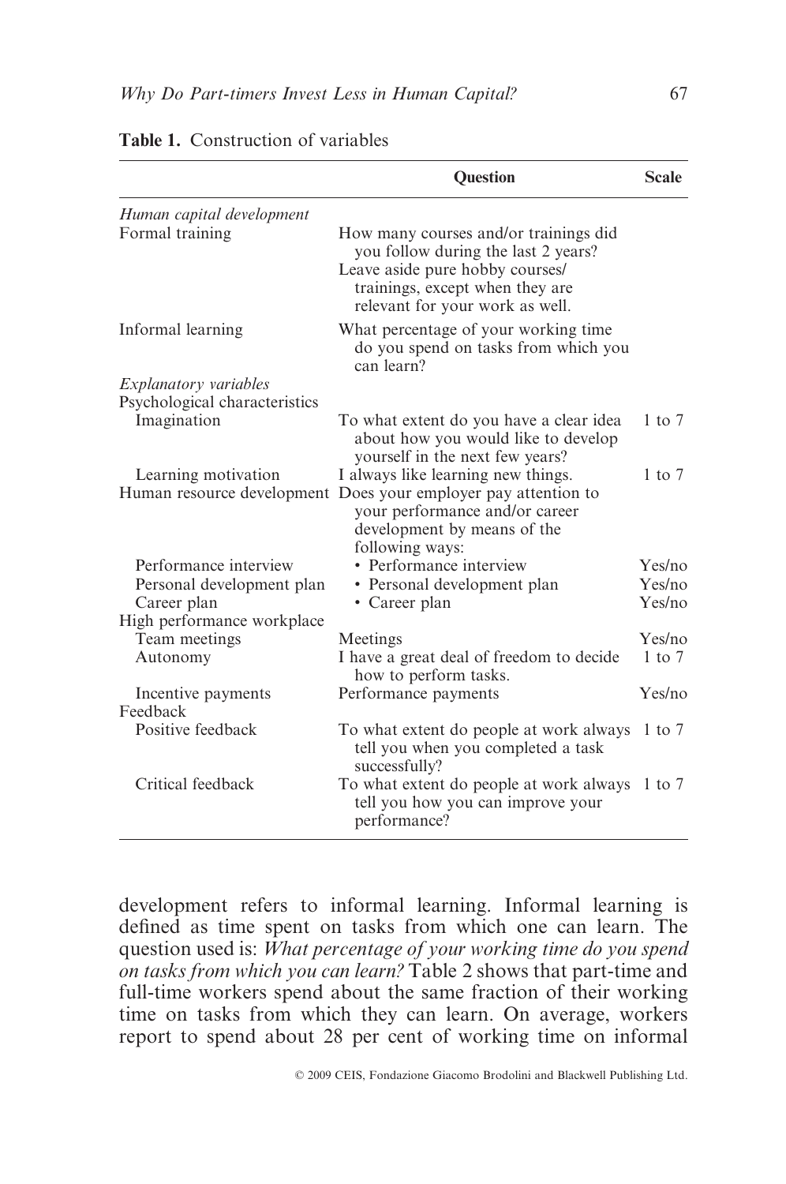**Table 1.** Construction of variables

| | Question | Scale |
|---|---|---|
| *Human capital development* | | |
| Formal training | How many courses and/or trainings did you follow during the last 2 years? Leave aside pure hobby courses/ trainings, except when they are relevant for your work as well. | |
| Informal learning | What percentage of your working time do you spend on tasks from which you can learn? | |
| *Explanatory variables* | | |
| Psychological characteristics | | |
| Imagination | To what extent do you have a clear idea about how you would like to develop yourself in the next few years? | 1 to 7 |
| Learning motivation | I always like learning new things. | 1 to 7 |
| Human resource development | Does your employer pay attention to your performance and/or career development by means of the following ways: | |
| Performance interview | • Performance interview | Yes/no |
| Personal development plan | • Personal development plan | Yes/no |
| Career plan | • Career plan | Yes/no |
| High performance workplace | | |
| Team meetings | Meetings | Yes/no |
| Autonomy | I have a great deal of freedom to decide how to perform tasks. | 1 to 7 |
| Incentive payments | Performance payments | Yes/no |
| Feedback | | |
| Positive feedback | To what extent do people at work always tell you when you completed a task successfully? | 1 to 7 |
| Critical feedback | To what extent do people at work always tell you how you can improve your performance? | 1 to 7 |

development refers to informal learning. Informal learning is defined as time spent on tasks from which one can learn. The question used is: *What percentage of your working time do you spend on tasks from which you can learn?* Table 2 shows that part-time and full-time workers spend about the same fraction of their working time on tasks from which they can learn. On average, workers report to spend about 28 per cent of working time on informal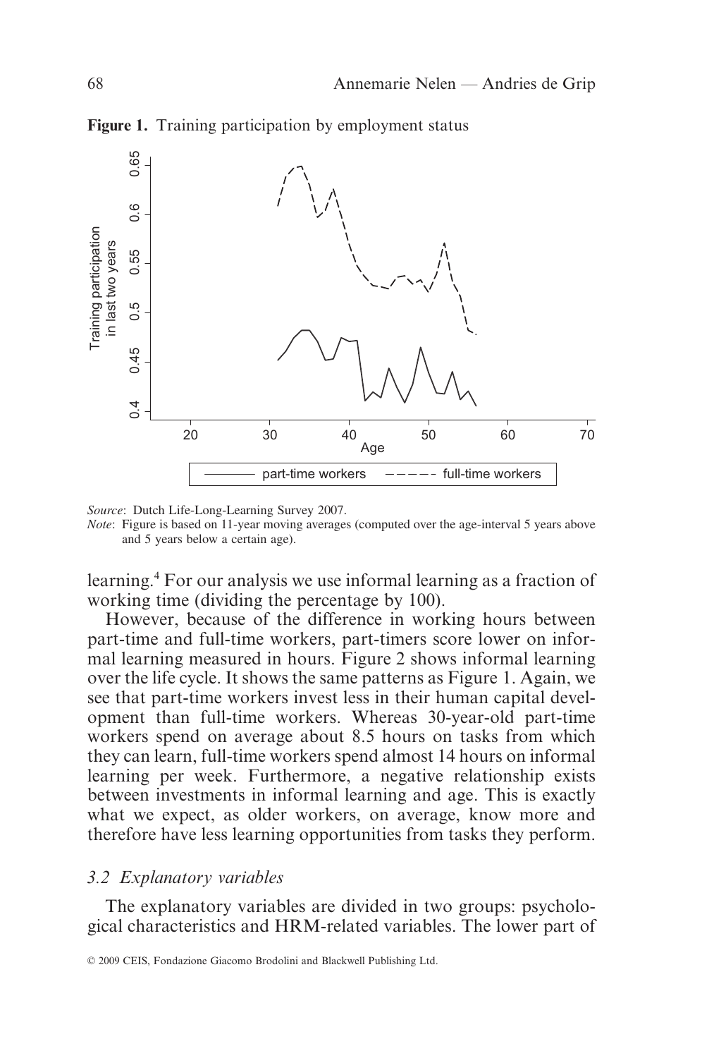**Figure 1.** Training participation by employment status

*Source*: Dutch Life-Long-Learning Survey 2007.

*Note*: Figure is based on 11-year moving averages (computed over the age-interval 5 years above and 5 years below a certain age).

learning.[4] For our analysis we use informal learning as a fraction of working time (dividing the percentage by 100).

However, because of the difference in working hours between part-time and full-time workers, part-timers score lower on informal learning measured in hours. Figure 2 shows informal learning over the life cycle. It shows the same patterns as Figure 1. Again, we see that part-time workers invest less in their human capital development than full-time workers. Whereas 30-year-old part-time workers spend on average about 8.5 hours on tasks from which they can learn, full-time workers spend almost 14 hours on informal learning per week. Furthermore, a negative relationship exists between investments in informal learning and age. This is exactly what we expect, as older workers, on average, know more and therefore have less learning opportunities from tasks they perform.

### *3.2 Explanatory variables*

The explanatory variables are divided in two groups: psychological characteristics and HRM-related variables. The lower part of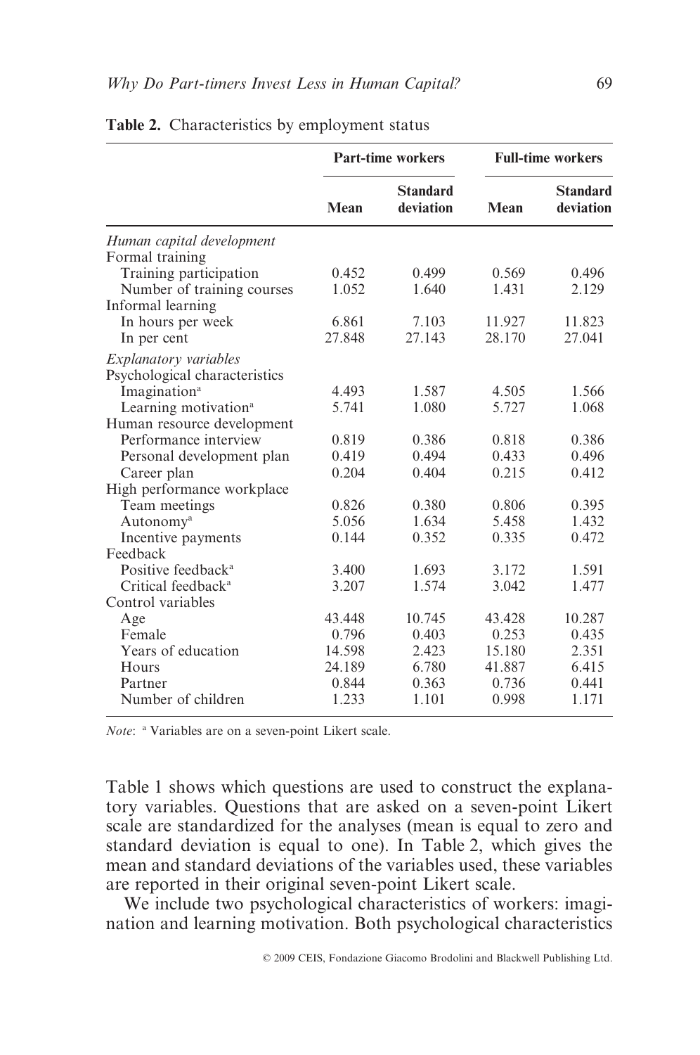**Table 2.** Characteristics by employment status

| | Part-time workers | | Full-time workers | |
|---|---|---|---|---|
| | Mean | Standard deviation | Mean | Standard deviation |
| *Human capital development* | | | | |
| Formal training | | | | |
| Training participation | 0.452 | 0.499 | 0.569 | 0.496 |
| Number of training courses | 1.052 | 1.640 | 1.431 | 2.129 |
| Informal learning | | | | |
| In hours per week | 6.861 | 7.103 | 11.927 | 11.823 |
| In per cent | 27.848 | 27.143 | 28.170 | 27.041 |
| *Explanatory variables* | | | | |
| Psychological characteristics | | | | |
| Imagination[a] | 4.493 | 1.587 | 4.505 | 1.566 |
| Learning motivation[a] | 5.741 | 1.080 | 5.727 | 1.068 |
| Human resource development | | | | |
| Performance interview | 0.819 | 0.386 | 0.818 | 0.386 |
| Personal development plan | 0.419 | 0.494 | 0.433 | 0.496 |
| Career plan | 0.204 | 0.404 | 0.215 | 0.412 |
| High performance workplace | | | | |
| Team meetings | 0.826 | 0.380 | 0.806 | 0.395 |
| Autonomy[a] | 5.056 | 1.634 | 5.458 | 1.432 |
| Incentive payments | 0.144 | 0.352 | 0.335 | 0.472 |
| Feedback | | | | |
| Positive feedback[a] | 3.400 | 1.693 | 3.172 | 1.591 |
| Critical feedback[a] | 3.207 | 1.574 | 3.042 | 1.477 |
| Control variables | | | | |
| Age | 43.448 | 10.745 | 43.428 | 10.287 |
| Female | 0.796 | 0.403 | 0.253 | 0.435 |
| Years of education | 14.598 | 2.423 | 15.180 | 2.351 |
| Hours | 24.189 | 6.780 | 41.887 | 6.415 |
| Partner | 0.844 | 0.363 | 0.736 | 0.441 |
| Number of children | 1.233 | 1.101 | 0.998 | 1.171 |

*Note*: [a] Variables are on a seven-point Likert scale.

Table 1 shows which questions are used to construct the explanatory variables. Questions that are asked on a seven-point Likert scale are standardized for the analyses (mean is equal to zero and standard deviation is equal to one). In Table 2, which gives the mean and standard deviations of the variables used, these variables are reported in their original seven-point Likert scale.

We include two psychological characteristics of workers: imagination and learning motivation. Both psychological characteristics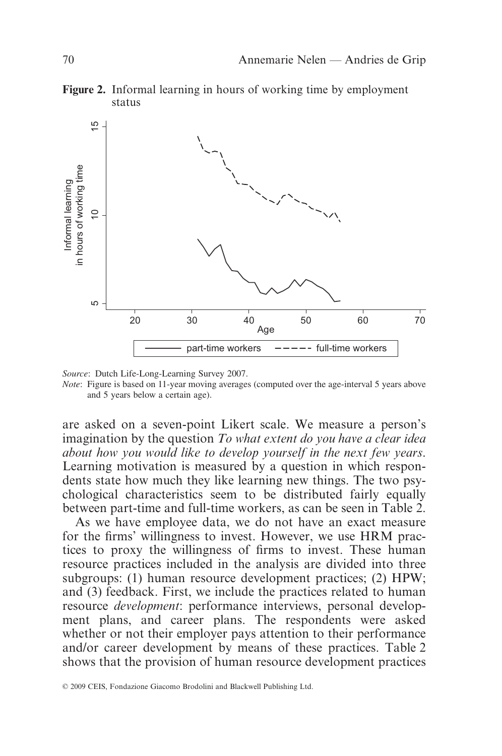**Figure 2.** Informal learning in hours of working time by employment status

*Source*: Dutch Life-Long-Learning Survey 2007.

*Note*: Figure is based on 11-year moving averages (computed over the age-interval 5 years above and 5 years below a certain age).

are asked on a seven-point Likert scale. We measure a person's imagination by the question *To what extent do you have a clear idea about how you would like to develop yourself in the next few years*. Learning motivation is measured by a question in which respondents state how much they like learning new things. The two psychological characteristics seem to be distributed fairly equally between part-time and full-time workers, as can be seen in Table 2.

As we have employee data, we do not have an exact measure for the firms' willingness to invest. However, we use HRM practices to proxy the willingness of firms to invest. These human resource practices included in the analysis are divided into three subgroups: (1) human resource development practices; (2) HPW; and (3) feedback. First, we include the practices related to human resource *development*: performance interviews, personal development plans, and career plans. The respondents were asked whether or not their employer pays attention to their performance and/or career development by means of these practices. Table 2 shows that the provision of human resource development practices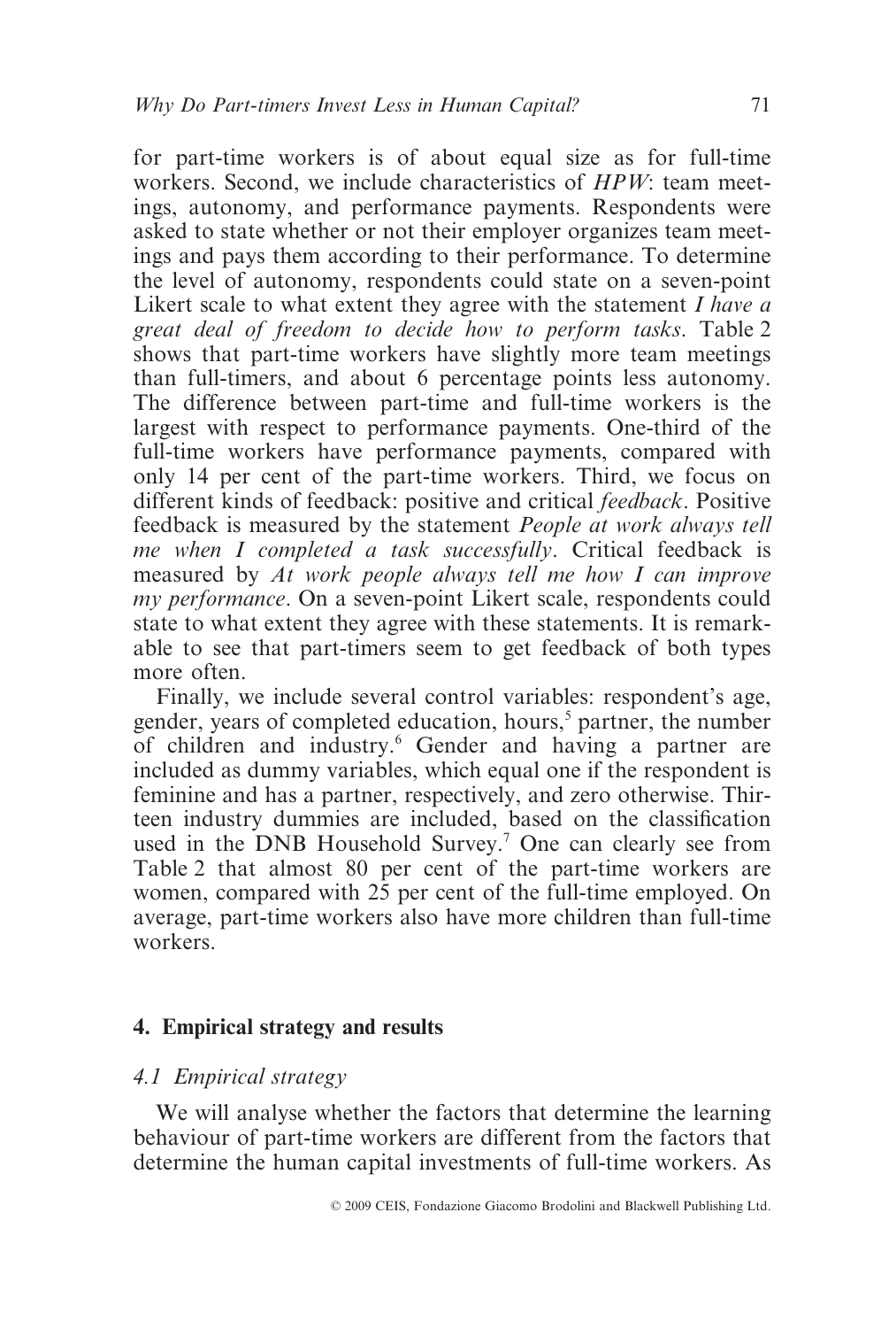for part-time workers is of about equal size as for full-time workers. Second, we include characteristics of *HPW*: team meetings, autonomy, and performance payments. Respondents were asked to state whether or not their employer organizes team meetings and pays them according to their performance. To determine the level of autonomy, respondents could state on a seven-point Likert scale to what extent they agree with the statement *I have a great deal of freedom to decide how to perform tasks*. Table 2 shows that part-time workers have slightly more team meetings than full-timers, and about 6 percentage points less autonomy. The difference between part-time and full-time workers is the largest with respect to performance payments. One-third of the full-time workers have performance payments, compared with only 14 per cent of the part-time workers. Third, we focus on different kinds of feedback: positive and critical *feedback*. Positive feedback is measured by the statement *People at work always tell me when I completed a task successfully*. Critical feedback is measured by *At work people always tell me how I can improve my performance*. On a seven-point Likert scale, respondents could state to what extent they agree with these statements. It is remarkable to see that part-timers seem to get feedback of both types more often.

Finally, we include several control variables: respondent's age, gender, years of completed education, hours,[5] partner, the number of children and industry.[6] Gender and having a partner are included as dummy variables, which equal one if the respondent is feminine and has a partner, respectively, and zero otherwise. Thirteen industry dummies are included, based on the classification used in the DNB Household Survey.[7] One can clearly see from Table 2 that almost 80 per cent of the part-time workers are women, compared with 25 per cent of the full-time employed. On average, part-time workers also have more children than full-time workers.

## 4. Empirical strategy and results

### 4.1 Empirical strategy

We will analyse whether the factors that determine the learning behaviour of part-time workers are different from the factors that determine the human capital investments of full-time workers. As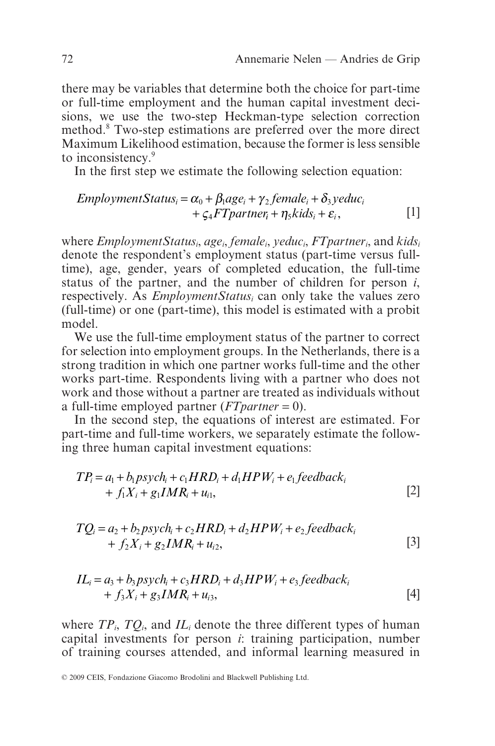there may be variables that determine both the choice for part-time or full-time employment and the human capital investment decisions, we use the two-step Heckman-type selection correction method.[8] Two-step estimations are preferred over the more direct Maximum Likelihood estimation, because the former is less sensible to inconsistency.[9]

In the first step we estimate the following selection equation:

$$EmploymentStatus_i = \alpha_0 + \beta_1 age_i + \gamma_2 female_i + \delta_3 yeduc_i + \varsigma_4 FTpartner_i + \eta_5 kids_i + \varepsilon_i, \quad [1]$$

where $EmploymentStatus_i$, $age_i$, $female_i$, $yeduc_i$, $FTpartner_i$, and $kids_i$ denote the respondent's employment status (part-time versus full-time), age, gender, years of completed education, the full-time status of the partner, and the number of children for person $i$, respectively. As $EmploymentStatus_i$ can only take the values zero (full-time) or one (part-time), this model is estimated with a probit model.

We use the full-time employment status of the partner to correct for selection into employment groups. In the Netherlands, there is a strong tradition in which one partner works full-time and the other works part-time. Respondents living with a partner who does not work and those without a partner are treated as individuals without a full-time employed partner ($FTpartner = 0$).

In the second step, the equations of interest are estimated. For part-time and full-time workers, we separately estimate the following three human capital investment equations:

$$TP_i = a_1 + b_1 psych_i + c_1 HRD_i + d_1 HPW_i + e_1 feedback_i + f_1 X_i + g_1 IMR_i + u_{i1}, \quad [2]$$

$$TQ_i = a_2 + b_2 psych_i + c_2 HRD_i + d_2 HPW_i + e_2 feedback_i + f_2 X_i + g_2 IMR_i + u_{i2}, \quad [3]$$

$$IL_i = a_3 + b_3 psych_i + c_3 HRD_i + d_3 HPW_i + e_3 feedback_i + f_3 X_i + g_3 IMR_i + u_{i3}, \quad [4]$$

where $TP_i$, $TQ_i$, and $IL_i$ denote the three different types of human capital investments for person $i$: training participation, number of training courses attended, and informal learning measured in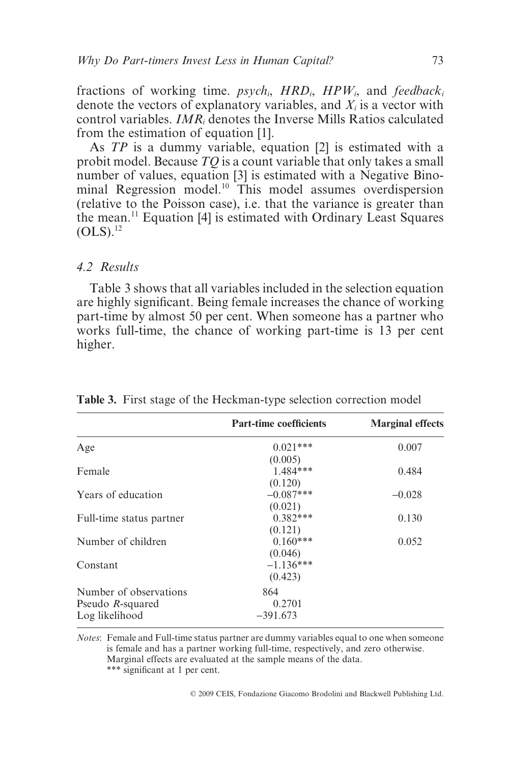fractions of working time. $psych_i$, $HRD_i$, $HPW_i$, and $feedback_i$ denote the vectors of explanatory variables, and $X_i$ is a vector with control variables. $IMR_i$ denotes the Inverse Mills Ratios calculated from the estimation of equation [1].

As $TP$ is a dummy variable, equation [2] is estimated with a probit model. Because $TQ$ is a count variable that only takes a small number of values, equation [3] is estimated with a Negative Binominal Regression model.[10] This model assumes overdispersion (relative to the Poisson case), i.e. that the variance is greater than the mean.[11] Equation [4] is estimated with Ordinary Least Squares (OLS).[12]

### 4.2 Results

Table 3 shows that all variables included in the selection equation are highly significant. Being female increases the chance of working part-time by almost 50 per cent. When someone has a partner who works full-time, the chance of working part-time is 13 per cent higher.

**Table 3.** First stage of the Heckman-type selection correction model

| | Part-time coefficients | Marginal effects |
|---|---|---|
| Age | 0.021*** | 0.007 |
| | (0.005) | |
| Female | 1.484*** | 0.484 |
| | (0.120) | |
| Years of education | −0.087*** | −0.028 |
| | (0.021) | |
| Full-time status partner | 0.382*** | 0.130 |
| | (0.121) | |
| Number of children | 0.160*** | 0.052 |
| | (0.046) | |
| Constant | −1.136*** | |
| | (0.423) | |
| Number of observations | 864 | |
| Pseudo $R$-squared | 0.2701 | |
| Log likelihood | −391.673 | |

*Notes*: Female and Full-time status partner are dummy variables equal to one when someone is female and has a partner working full-time, respectively, and zero otherwise. Marginal effects are evaluated at the sample means of the data.
*** significant at 1 per cent.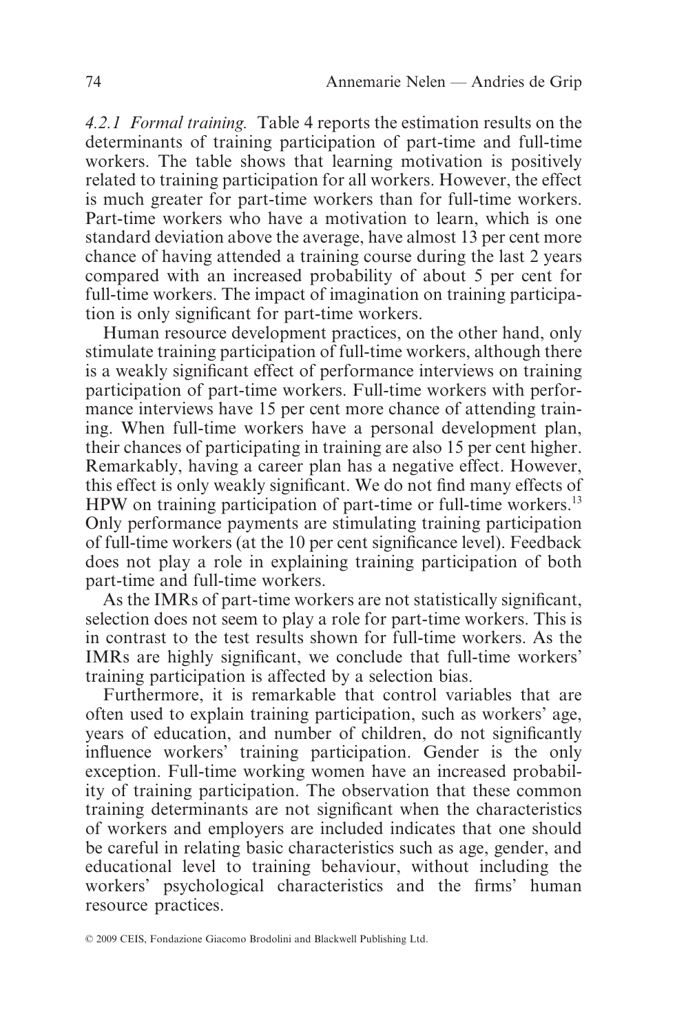*4.2.1 Formal training.* Table 4 reports the estimation results on the determinants of training participation of part-time and full-time workers. The table shows that learning motivation is positively related to training participation for all workers. However, the effect is much greater for part-time workers than for full-time workers. Part-time workers who have a motivation to learn, which is one standard deviation above the average, have almost 13 per cent more chance of having attended a training course during the last 2 years compared with an increased probability of about 5 per cent for full-time workers. The impact of imagination on training participation is only significant for part-time workers.

Human resource development practices, on the other hand, only stimulate training participation of full-time workers, although there is a weakly significant effect of performance interviews on training participation of part-time workers. Full-time workers with performance interviews have 15 per cent more chance of attending training. When full-time workers have a personal development plan, their chances of participating in training are also 15 per cent higher. Remarkably, having a career plan has a negative effect. However, this effect is only weakly significant. We do not find many effects of HPW on training participation of part-time or full-time workers.[13] Only performance payments are stimulating training participation of full-time workers (at the 10 per cent significance level). Feedback does not play a role in explaining training participation of both part-time and full-time workers.

As the IMRs of part-time workers are not statistically significant, selection does not seem to play a role for part-time workers. This is in contrast to the test results shown for full-time workers. As the IMRs are highly significant, we conclude that full-time workers' training participation is affected by a selection bias.

Furthermore, it is remarkable that control variables that are often used to explain training participation, such as workers' age, years of education, and number of children, do not significantly influence workers' training participation. Gender is the only exception. Full-time working women have an increased probability of training participation. The observation that these common training determinants are not significant when the characteristics of workers and employers are included indicates that one should be careful in relating basic characteristics such as age, gender, and educational level to training behaviour, without including the workers' psychological characteristics and the firms' human resource practices.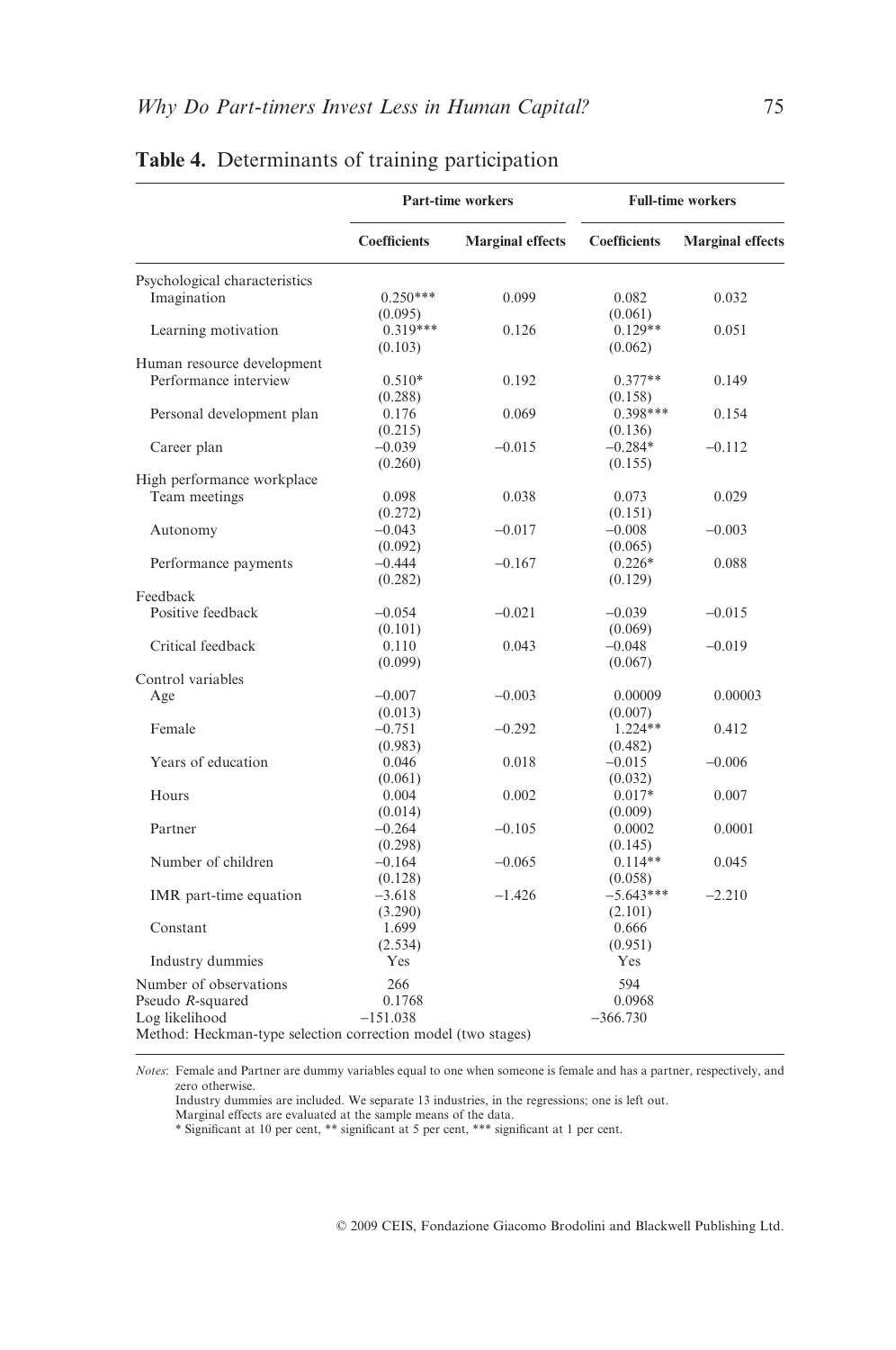**Table 4.** Determinants of training participation

| | Part-time workers | | Full-time workers | |
|---|---|---|---|---|
| | Coefficients | Marginal effects | Coefficients | Marginal effects |
| Psychological characteristics | | | | |
| Imagination | 0.250*** | 0.099 | 0.082 | 0.032 |
| | (0.095) | | (0.061) | |
| Learning motivation | 0.319*** | 0.126 | 0.129** | 0.051 |
| | (0.103) | | (0.062) | |
| Human resource development | | | | |
| Performance interview | 0.510* | 0.192 | 0.377** | 0.149 |
| | (0.288) | | (0.158) | |
| Personal development plan | 0.176 | 0.069 | 0.398*** | 0.154 |
| | (0.215) | | (0.136) | |
| Career plan | −0.039 | −0.015 | −0.284* | −0.112 |
| | (0.260) | | (0.155) | |
| High performance workplace | | | | |
| Team meetings | 0.098 | 0.038 | 0.073 | 0.029 |
| | (0.272) | | (0.151) | |
| Autonomy | −0.043 | −0.017 | −0.008 | −0.003 |
| | (0.092) | | (0.065) | |
| Performance payments | −0.444 | −0.167 | 0.226* | 0.088 |
| | (0.282) | | (0.129) | |
| Feedback | | | | |
| Positive feedback | −0.054 | −0.021 | −0.039 | −0.015 |
| | (0.101) | | (0.069) | |
| Critical feedback | 0.110 | 0.043 | −0.048 | −0.019 |
| | (0.099) | | (0.067) | |
| Control variables | | | | |
| Age | −0.007 | −0.003 | 0.00009 | 0.00003 |
| | (0.013) | | (0.007) | |
| Female | −0.751 | −0.292 | 1.224** | 0.412 |
| | (0.983) | | (0.482) | |
| Years of education | 0.046 | 0.018 | −0.015 | −0.006 |
| | (0.061) | | (0.032) | |
| Hours | 0.004 | 0.002 | 0.017* | 0.007 |
| | (0.014) | | (0.009) | |
| Partner | −0.264 | −0.105 | 0.0002 | 0.0001 |
| | (0.298) | | (0.145) | |
| Number of children | −0.164 | −0.065 | 0.114** | 0.045 |
| | (0.128) | | (0.058) | |
| IMR part-time equation | −3.618 | −1.426 | −5.643*** | −2.210 |
| | (3.290) | | (2.101) | |
| Constant | 1.699 | | 0.666 | |
| | (2.534) | | (0.951) | |
| Industry dummies | Yes | | Yes | |
| Number of observations | 266 | | 594 | |
| Pseudo $R$-squared | 0.1768 | | 0.0968 | |
| Log likelihood | −151.038 | | −366.730 | |
| Method: Heckman-type selection correction model (two stages) | | | | |

*Notes*: Female and Partner are dummy variables equal to one when someone is female and has a partner, respectively, and zero otherwise.
Industry dummies are included. We separate 13 industries, in the regressions; one is left out.
Marginal effects are evaluated at the sample means of the data.
* Significant at 10 per cent, ** significant at 5 per cent, *** significant at 1 per cent.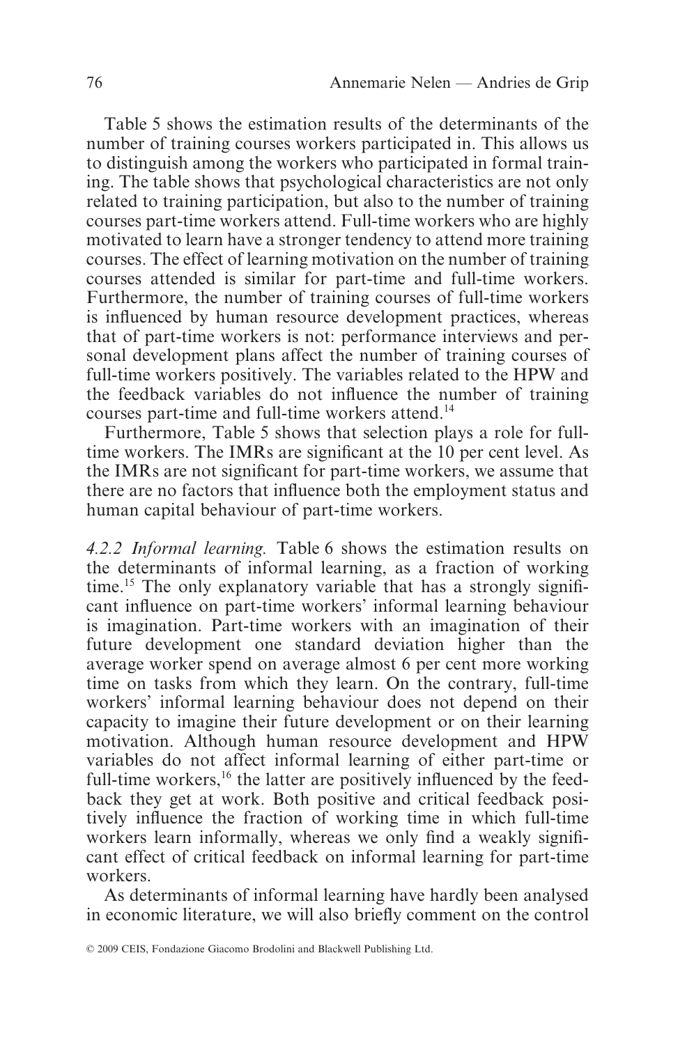Table 5 shows the estimation results of the determinants of the number of training courses workers participated in. This allows us to distinguish among the workers who participated in formal training. The table shows that psychological characteristics are not only related to training participation, but also to the number of training courses part-time workers attend. Full-time workers who are highly motivated to learn have a stronger tendency to attend more training courses. The effect of learning motivation on the number of training courses attended is similar for part-time and full-time workers. Furthermore, the number of training courses of full-time workers is influenced by human resource development practices, whereas that of part-time workers is not: performance interviews and personal development plans affect the number of training courses of full-time workers positively. The variables related to the HPW and the feedback variables do not influence the number of training courses part-time and full-time workers attend.[14]

Furthermore, Table 5 shows that selection plays a role for full-time workers. The IMRs are significant at the 10 per cent level. As the IMRs are not significant for part-time workers, we assume that there are no factors that influence both the employment status and human capital behaviour of part-time workers.

*4.2.2 Informal learning.* Table 6 shows the estimation results on the determinants of informal learning, as a fraction of working time.[15] The only explanatory variable that has a strongly significant influence on part-time workers' informal learning behaviour is imagination. Part-time workers with an imagination of their future development one standard deviation higher than the average worker spend on average almost 6 per cent more working time on tasks from which they learn. On the contrary, full-time workers' informal learning behaviour does not depend on their capacity to imagine their future development or on their learning motivation. Although human resource development and HPW variables do not affect informal learning of either part-time or full-time workers,[16] the latter are positively influenced by the feedback they get at work. Both positive and critical feedback positively influence the fraction of working time in which full-time workers learn informally, whereas we only find a weakly significant effect of critical feedback on informal learning for part-time workers.

As determinants of informal learning have hardly been analysed in economic literature, we will also briefly comment on the control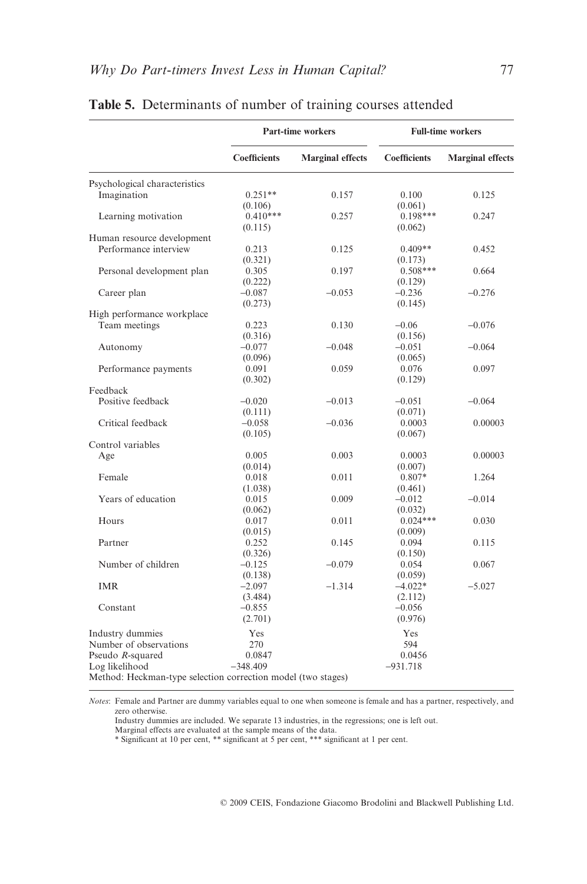**Table 5.** Determinants of number of training courses attended

| | Part-time workers | | Full-time workers | |
|---|---|---|---|---|
| | Coefficients | Marginal effects | Coefficients | Marginal effects |
| Psychological characteristics | | | | |
| Imagination | 0.251** | 0.157 | 0.100 | 0.125 |
| | (0.106) | | (0.061) | |
| Learning motivation | 0.410*** | 0.257 | 0.198*** | 0.247 |
| | (0.115) | | (0.062) | |
| Human resource development | | | | |
| Performance interview | 0.213 | 0.125 | 0.409** | 0.452 |
| | (0.321) | | (0.173) | |
| Personal development plan | 0.305 | 0.197 | 0.508*** | 0.664 |
| | (0.222) | | (0.129) | |
| Career plan | −0.087 | −0.053 | −0.236 | −0.276 |
| | (0.273) | | (0.145) | |
| High performance workplace | | | | |
| Team meetings | 0.223 | 0.130 | −0.06 | −0.076 |
| | (0.316) | | (0.156) | |
| Autonomy | −0.077 | −0.048 | −0.051 | −0.064 |
| | (0.096) | | (0.065) | |
| Performance payments | 0.091 | 0.059 | 0.076 | 0.097 |
| | (0.302) | | (0.129) | |
| Feedback | | | | |
| Positive feedback | −0.020 | −0.013 | −0.051 | −0.064 |
| | (0.111) | | (0.071) | |
| Critical feedback | −0.058 | −0.036 | 0.0003 | 0.00003 |
| | (0.105) | | (0.067) | |
| Control variables | | | | |
| Age | 0.005 | 0.003 | 0.0003 | 0.00003 |
| | (0.014) | | (0.007) | |
| Female | 0.018 | 0.011 | 0.807* | 1.264 |
| | (1.038) | | (0.461) | |
| Years of education | 0.015 | 0.009 | −0.012 | −0.014 |
| | (0.062) | | (0.032) | |
| Hours | 0.017 | 0.011 | 0.024*** | 0.030 |
| | (0.015) | | (0.009) | |
| Partner | 0.252 | 0.145 | 0.094 | 0.115 |
| | (0.326) | | (0.150) | |
| Number of children | −0.125 | −0.079 | 0.054 | 0.067 |
| | (0.138) | | (0.059) | |
| IMR | −2.097 | −1.314 | −4.022* | −5.027 |
| | (3.484) | | (2.112) | |
| Constant | −0.855 | | −0.056 | |
| | (2.701) | | (0.976) | |
| Industry dummies | Yes | | Yes | |
| Number of observations | 270 | | 594 | |
| Pseudo *R*-squared | 0.0847 | | 0.0456 | |
| Log likelihood | −348.409 | | −931.718 | |
| Method: Heckman-type selection correction model (two stages) | | | | |

*Notes*: Female and Partner are dummy variables equal to one when someone is female and has a partner, respectively, and zero otherwise.
Industry dummies are included. We separate 13 industries, in the regressions; one is left out.
Marginal effects are evaluated at the sample means of the data.
* Significant at 10 per cent, ** significant at 5 per cent, *** significant at 1 per cent.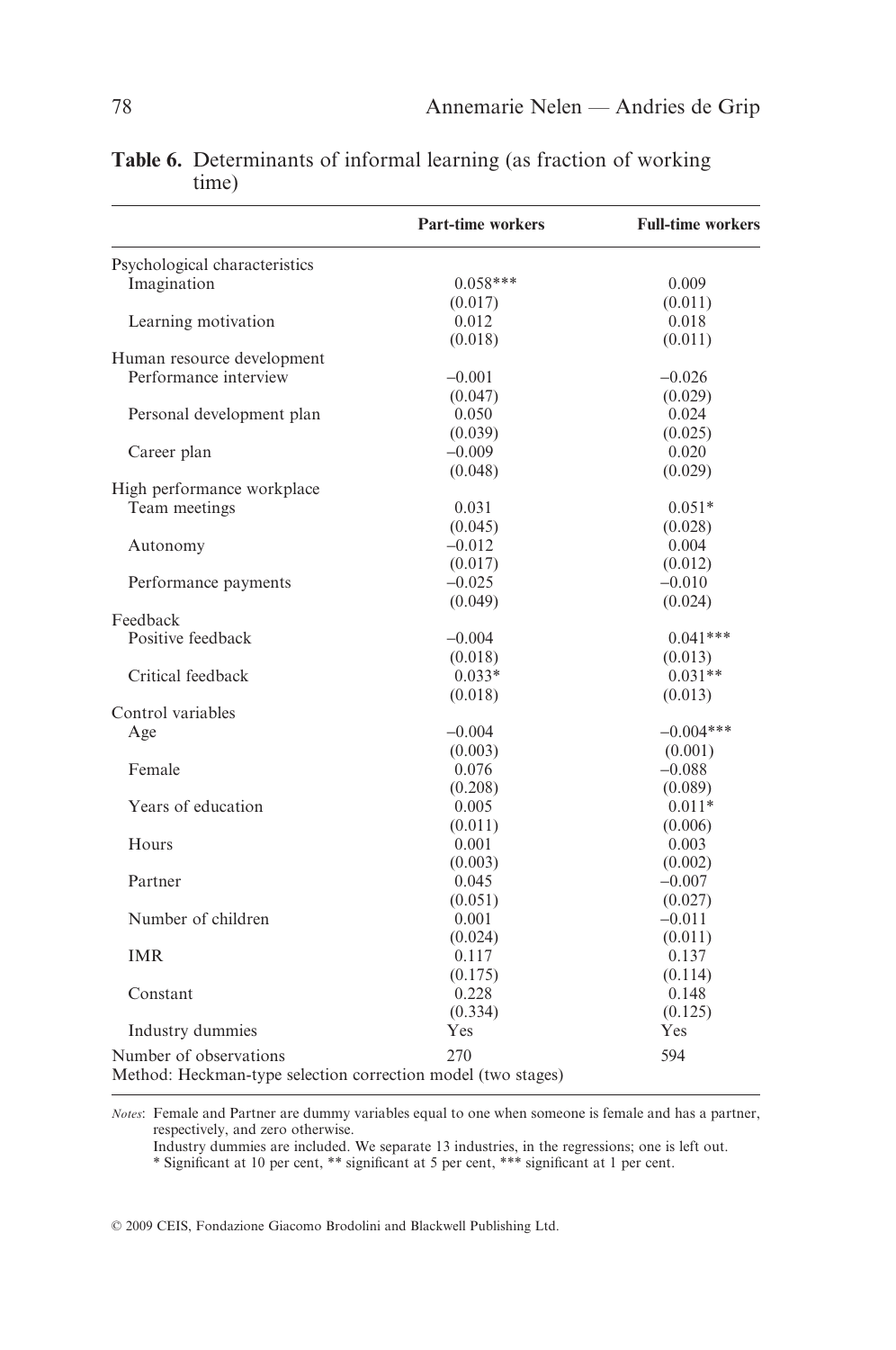**Table 6.** Determinants of informal learning (as fraction of working time)

| | **Part-time workers** | **Full-time workers** |
|---|---|---|
| Psychological characteristics | | |
| Imagination | 0.058*** | 0.009 |
| | (0.017) | (0.011) |
| Learning motivation | 0.012 | 0.018 |
| | (0.018) | (0.011) |
| Human resource development | | |
| Performance interview | –0.001 | –0.026 |
| | (0.047) | (0.029) |
| Personal development plan | 0.050 | 0.024 |
| | (0.039) | (0.025) |
| Career plan | –0.009 | 0.020 |
| | (0.048) | (0.029) |
| High performance workplace | | |
| Team meetings | 0.031 | 0.051* |
| | (0.045) | (0.028) |
| Autonomy | –0.012 | 0.004 |
| | (0.017) | (0.012) |
| Performance payments | –0.025 | –0.010 |
| | (0.049) | (0.024) |
| Feedback | | |
| Positive feedback | –0.004 | 0.041*** |
| | (0.018) | (0.013) |
| Critical feedback | 0.033* | 0.031** |
| | (0.018) | (0.013) |
| Control variables | | |
| Age | –0.004 | –0.004*** |
| | (0.003) | (0.001) |
| Female | 0.076 | –0.088 |
| | (0.208) | (0.089) |
| Years of education | 0.005 | 0.011* |
| | (0.011) | (0.006) |
| Hours | 0.001 | 0.003 |
| | (0.003) | (0.002) |
| Partner | 0.045 | –0.007 |
| | (0.051) | (0.027) |
| Number of children | 0.001 | –0.011 |
| | (0.024) | (0.011) |
| IMR | 0.117 | 0.137 |
| | (0.175) | (0.114) |
| Constant | 0.228 | 0.148 |
| | (0.334) | (0.125) |
| Industry dummies | Yes | Yes |
| Number of observations | 270 | 594 |
| Method: Heckman-type selection correction model (two stages) | | |

*Notes*: Female and Partner are dummy variables equal to one when someone is female and has a partner, respectively, and zero otherwise.
Industry dummies are included. We separate 13 industries, in the regressions; one is left out.
* Significant at 10 per cent, ** significant at 5 per cent, *** significant at 1 per cent.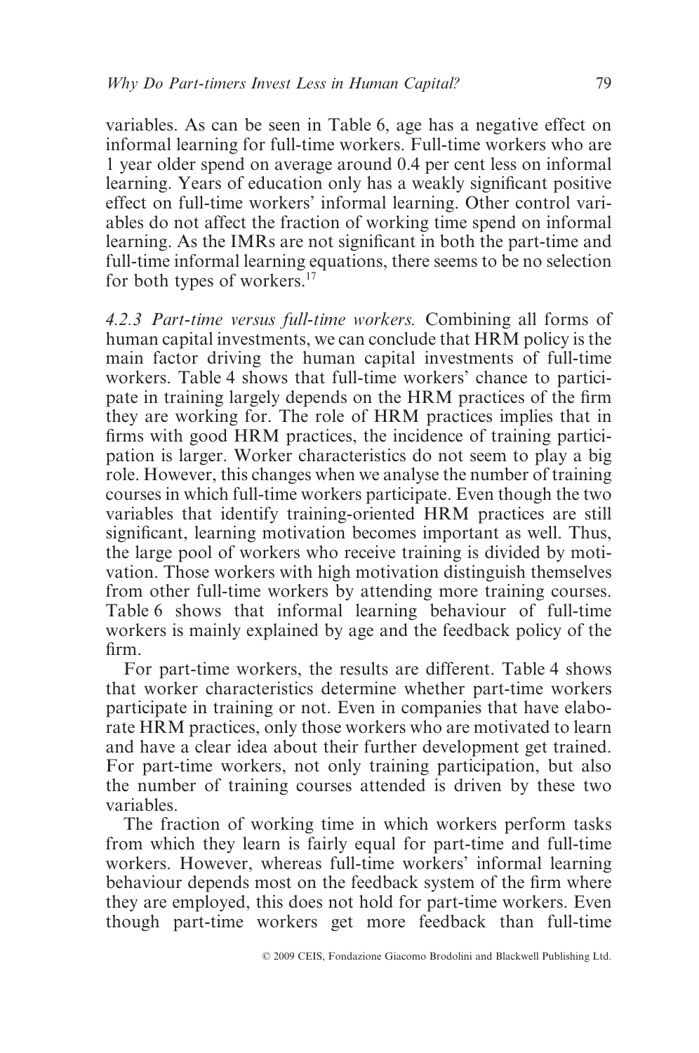variables. As can be seen in Table 6, age has a negative effect on informal learning for full-time workers. Full-time workers who are 1 year older spend on average around 0.4 per cent less on informal learning. Years of education only has a weakly significant positive effect on full-time workers' informal learning. Other control variables do not affect the fraction of working time spend on informal learning. As the IMRs are not significant in both the part-time and full-time informal learning equations, there seems to be no selection for both types of workers.[17]

*4.2.3 Part-time versus full-time workers.* Combining all forms of human capital investments, we can conclude that HRM policy is the main factor driving the human capital investments of full-time workers. Table 4 shows that full-time workers' chance to participate in training largely depends on the HRM practices of the firm they are working for. The role of HRM practices implies that in firms with good HRM practices, the incidence of training participation is larger. Worker characteristics do not seem to play a big role. However, this changes when we analyse the number of training courses in which full-time workers participate. Even though the two variables that identify training-oriented HRM practices are still significant, learning motivation becomes important as well. Thus, the large pool of workers who receive training is divided by motivation. Those workers with high motivation distinguish themselves from other full-time workers by attending more training courses. Table 6 shows that informal learning behaviour of full-time workers is mainly explained by age and the feedback policy of the firm.

For part-time workers, the results are different. Table 4 shows that worker characteristics determine whether part-time workers participate in training or not. Even in companies that have elaborate HRM practices, only those workers who are motivated to learn and have a clear idea about their further development get trained. For part-time workers, not only training participation, but also the number of training courses attended is driven by these two variables.

The fraction of working time in which workers perform tasks from which they learn is fairly equal for part-time and full-time workers. However, whereas full-time workers' informal learning behaviour depends most on the feedback system of the firm where they are employed, this does not hold for part-time workers. Even though part-time workers get more feedback than full-time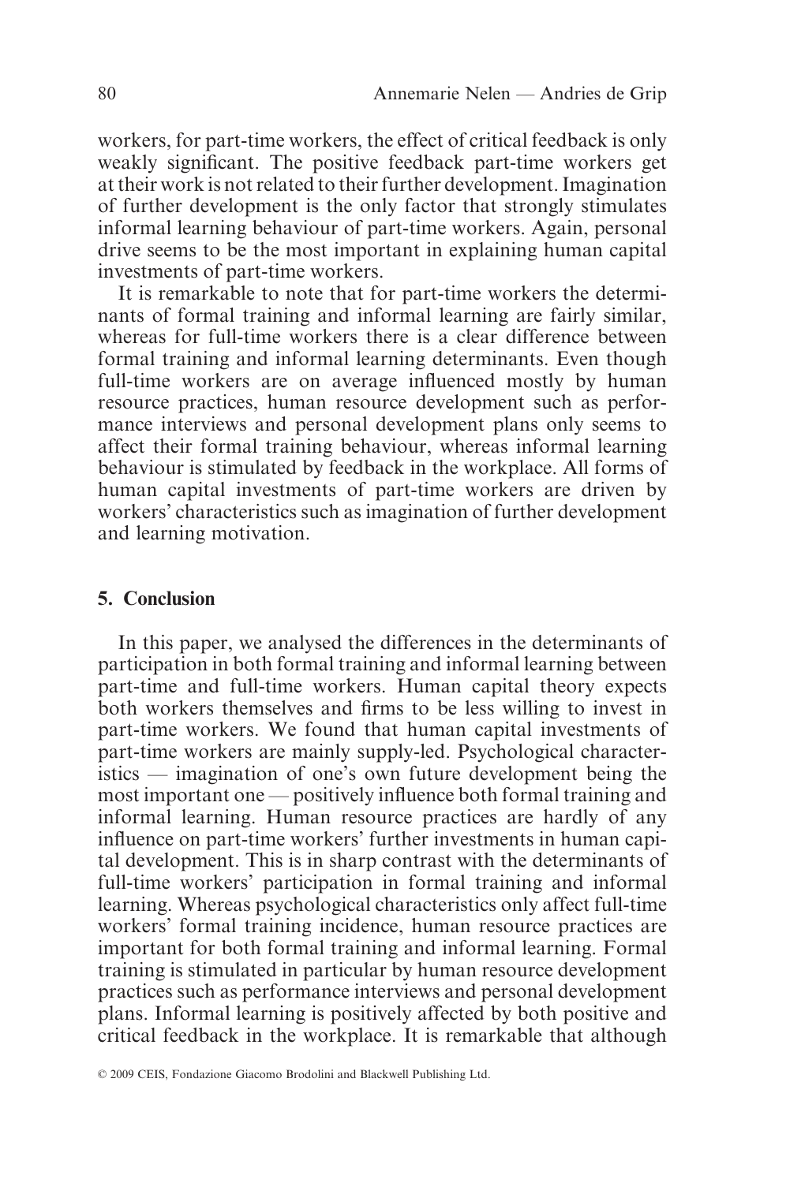workers, for part-time workers, the effect of critical feedback is only weakly significant. The positive feedback part-time workers get at their work is not related to their further development. Imagination of further development is the only factor that strongly stimulates informal learning behaviour of part-time workers. Again, personal drive seems to be the most important in explaining human capital investments of part-time workers.

It is remarkable to note that for part-time workers the determinants of formal training and informal learning are fairly similar, whereas for full-time workers there is a clear difference between formal training and informal learning determinants. Even though full-time workers are on average influenced mostly by human resource practices, human resource development such as performance interviews and personal development plans only seems to affect their formal training behaviour, whereas informal learning behaviour is stimulated by feedback in the workplace. All forms of human capital investments of part-time workers are driven by workers' characteristics such as imagination of further development and learning motivation.

## 5. Conclusion

In this paper, we analysed the differences in the determinants of participation in both formal training and informal learning between part-time and full-time workers. Human capital theory expects both workers themselves and firms to be less willing to invest in part-time workers. We found that human capital investments of part-time workers are mainly supply-led. Psychological characteristics — imagination of one's own future development being the most important one — positively influence both formal training and informal learning. Human resource practices are hardly of any influence on part-time workers' further investments in human capital development. This is in sharp contrast with the determinants of full-time workers' participation in formal training and informal learning. Whereas psychological characteristics only affect full-time workers' formal training incidence, human resource practices are important for both formal training and informal learning. Formal training is stimulated in particular by human resource development practices such as performance interviews and personal development plans. Informal learning is positively affected by both positive and critical feedback in the workplace. It is remarkable that although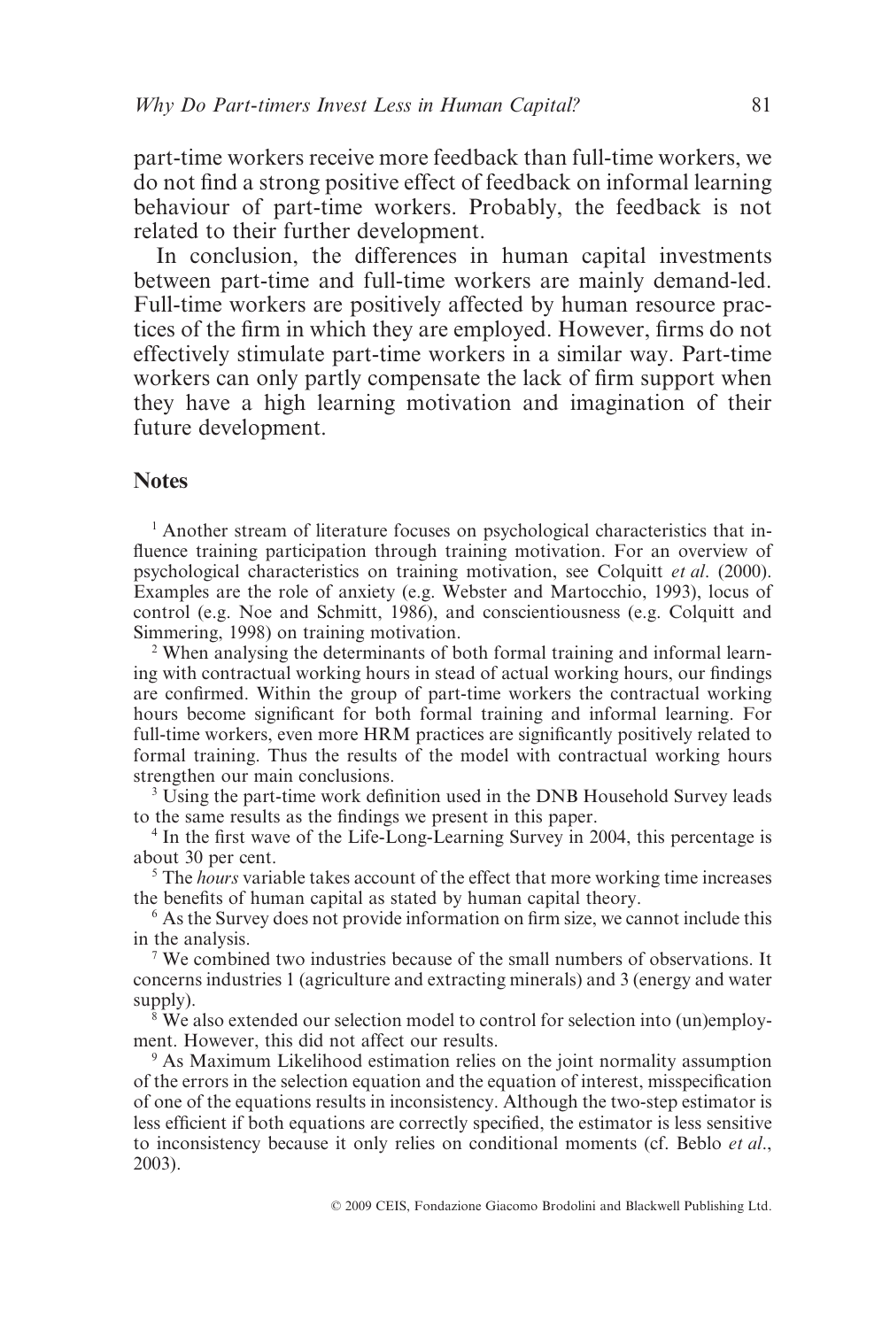part-time workers receive more feedback than full-time workers, we do not find a strong positive effect of feedback on informal learning behaviour of part-time workers. Probably, the feedback is not related to their further development.

In conclusion, the differences in human capital investments between part-time and full-time workers are mainly demand-led. Full-time workers are positively affected by human resource practices of the firm in which they are employed. However, firms do not effectively stimulate part-time workers in a similar way. Part-time workers can only partly compensate the lack of firm support when they have a high learning motivation and imagination of their future development.

## Notes

[1] Another stream of literature focuses on psychological characteristics that influence training participation through training motivation. For an overview of psychological characteristics on training motivation, see Colquitt *et al*. (2000). Examples are the role of anxiety (e.g. Webster and Martocchio, 1993), locus of control (e.g. Noe and Schmitt, 1986), and conscientiousness (e.g. Colquitt and Simmering, 1998) on training motivation.

[2] When analysing the determinants of both formal training and informal learning with contractual working hours in stead of actual working hours, our findings are confirmed. Within the group of part-time workers the contractual working hours become significant for both formal training and informal learning. For full-time workers, even more HRM practices are significantly positively related to formal training. Thus the results of the model with contractual working hours strengthen our main conclusions.

[3] Using the part-time work definition used in the DNB Household Survey leads to the same results as the findings we present in this paper.

[4] In the first wave of the Life-Long-Learning Survey in 2004, this percentage is about 30 per cent.

[5] The *hours* variable takes account of the effect that more working time increases the benefits of human capital as stated by human capital theory.

[6] As the Survey does not provide information on firm size, we cannot include this in the analysis.

[7] We combined two industries because of the small numbers of observations. It concerns industries 1 (agriculture and extracting minerals) and 3 (energy and water supply).

[8] We also extended our selection model to control for selection into (un)employment. However, this did not affect our results.

[9] As Maximum Likelihood estimation relies on the joint normality assumption of the errors in the selection equation and the equation of interest, misspecification of one of the equations results in inconsistency. Although the two-step estimator is less efficient if both equations are correctly specified, the estimator is less sensitive to inconsistency because it only relies on conditional moments (cf. Beblo *et al*., 2003).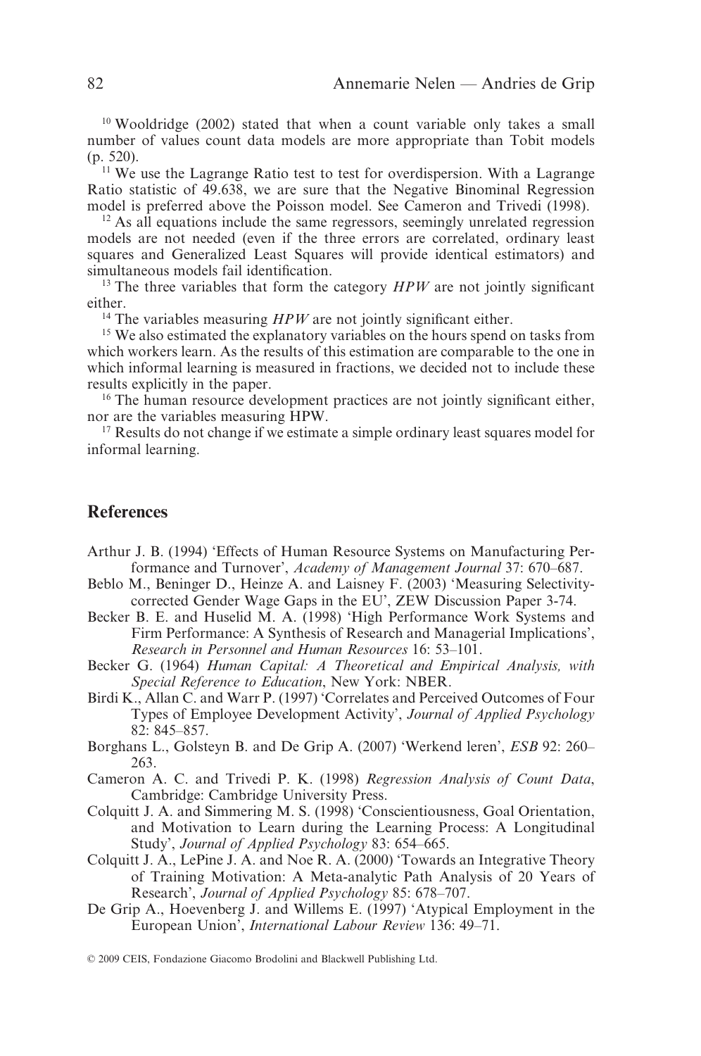[10] Wooldridge (2002) stated that when a count variable only takes a small number of values count data models are more appropriate than Tobit models (p. 520).

[11] We use the Lagrange Ratio test to test for overdispersion. With a Lagrange Ratio statistic of 49.638, we are sure that the Negative Binominal Regression model is preferred above the Poisson model. See Cameron and Trivedi (1998).

[12] As all equations include the same regressors, seemingly unrelated regression models are not needed (even if the three errors are correlated, ordinary least squares and Generalized Least Squares will provide identical estimators) and simultaneous models fail identification.

[13] The three variables that form the category *HPW* are not jointly significant either.

[14] The variables measuring *HPW* are not jointly significant either.

[15] We also estimated the explanatory variables on the hours spend on tasks from which workers learn. As the results of this estimation are comparable to the one in which informal learning is measured in fractions, we decided not to include these results explicitly in the paper.

[16] The human resource development practices are not jointly significant either, nor are the variables measuring HPW.

[17] Results do not change if we estimate a simple ordinary least squares model for informal learning.

## References

Arthur J. B. (1994) 'Effects of Human Resource Systems on Manufacturing Performance and Turnover', *Academy of Management Journal* 37: 670–687.

Beblo M., Beninger D., Heinze A. and Laisney F. (2003) 'Measuring Selectivity-corrected Gender Wage Gaps in the EU', ZEW Discussion Paper 3-74.

Becker B. E. and Huselid M. A. (1998) 'High Performance Work Systems and Firm Performance: A Synthesis of Research and Managerial Implications', *Research in Personnel and Human Resources* 16: 53–101.

Becker G. (1964) *Human Capital: A Theoretical and Empirical Analysis, with Special Reference to Education*, New York: NBER.

Birdi K., Allan C. and Warr P. (1997) 'Correlates and Perceived Outcomes of Four Types of Employee Development Activity', *Journal of Applied Psychology* 82: 845–857.

Borghans L., Golsteyn B. and De Grip A. (2007) 'Werkend leren', *ESB* 92: 260–263.

Cameron A. C. and Trivedi P. K. (1998) *Regression Analysis of Count Data*, Cambridge: Cambridge University Press.

Colquitt J. A. and Simmering M. S. (1998) 'Conscientiousness, Goal Orientation, and Motivation to Learn during the Learning Process: A Longitudinal Study', *Journal of Applied Psychology* 83: 654–665.

Colquitt J. A., LePine J. A. and Noe R. A. (2000) 'Towards an Integrative Theory of Training Motivation: A Meta-analytic Path Analysis of 20 Years of Research', *Journal of Applied Psychology* 85: 678–707.

De Grip A., Hoevenberg J. and Willems E. (1997) 'Atypical Employment in the European Union', *International Labour Review* 136: 49–71.

© 2009 CEIS, Fondazione Giacomo Brodolini and Blackwell Publishing Ltd.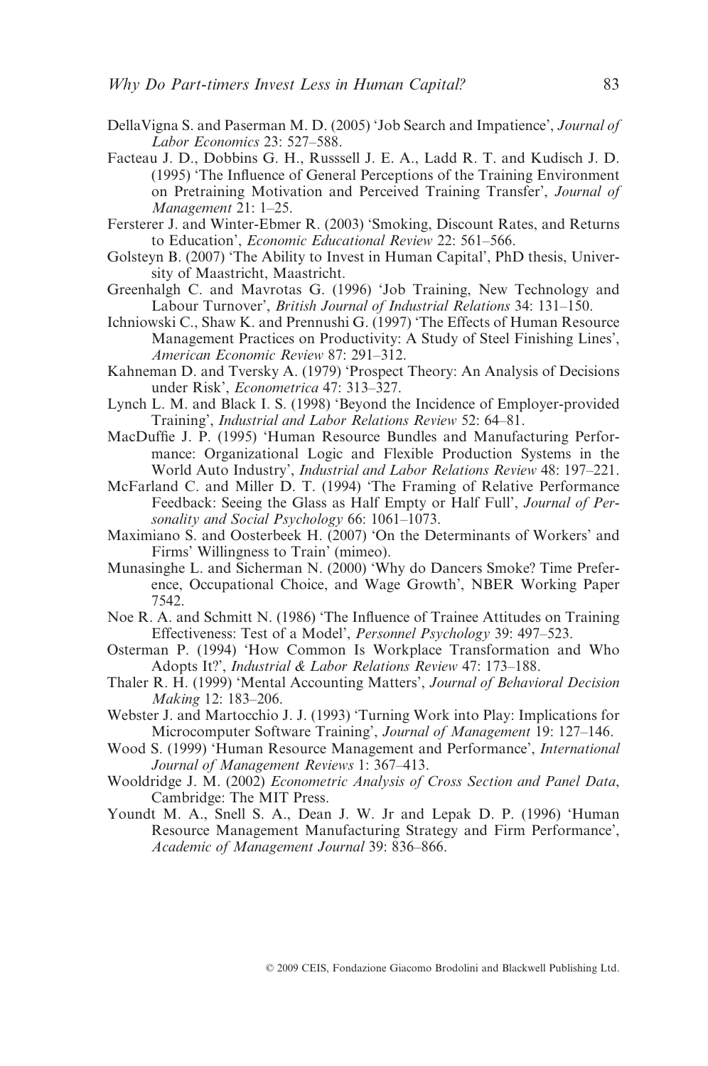DellaVigna S. and Paserman M. D. (2005) 'Job Search and Impatience', *Journal of Labor Economics* 23: 527–588.

Facteau J. D., Dobbins G. H., Russsell J. E. A., Ladd R. T. and Kudisch J. D. (1995) 'The Influence of General Perceptions of the Training Environment on Pretraining Motivation and Perceived Training Transfer', *Journal of Management* 21: 1–25.

Fersterer J. and Winter-Ebmer R. (2003) 'Smoking, Discount Rates, and Returns to Education', *Economic Educational Review* 22: 561–566.

Golsteyn B. (2007) 'The Ability to Invest in Human Capital', PhD thesis, University of Maastricht, Maastricht.

Greenhalgh C. and Mavrotas G. (1996) 'Job Training, New Technology and Labour Turnover', *British Journal of Industrial Relations* 34: 131–150.

Ichniowski C., Shaw K. and Prennushi G. (1997) 'The Effects of Human Resource Management Practices on Productivity: A Study of Steel Finishing Lines', *American Economic Review* 87: 291–312.

Kahneman D. and Tversky A. (1979) 'Prospect Theory: An Analysis of Decisions under Risk', *Econometrica* 47: 313–327.

Lynch L. M. and Black I. S. (1998) 'Beyond the Incidence of Employer-provided Training', *Industrial and Labor Relations Review* 52: 64–81.

MacDuffie J. P. (1995) 'Human Resource Bundles and Manufacturing Performance: Organizational Logic and Flexible Production Systems in the World Auto Industry', *Industrial and Labor Relations Review* 48: 197–221.

McFarland C. and Miller D. T. (1994) 'The Framing of Relative Performance Feedback: Seeing the Glass as Half Empty or Half Full', *Journal of Personality and Social Psychology* 66: 1061–1073.

Maximiano S. and Oosterbeek H. (2007) 'On the Determinants of Workers' and Firms' Willingness to Train' (mimeo).

Munasinghe L. and Sicherman N. (2000) 'Why do Dancers Smoke? Time Preference, Occupational Choice, and Wage Growth', NBER Working Paper 7542.

Noe R. A. and Schmitt N. (1986) 'The Influence of Trainee Attitudes on Training Effectiveness: Test of a Model', *Personnel Psychology* 39: 497–523.

Osterman P. (1994) 'How Common Is Workplace Transformation and Who Adopts It?', *Industrial & Labor Relations Review* 47: 173–188.

Thaler R. H. (1999) 'Mental Accounting Matters', *Journal of Behavioral Decision Making* 12: 183–206.

Webster J. and Martocchio J. J. (1993) 'Turning Work into Play: Implications for Microcomputer Software Training', *Journal of Management* 19: 127–146.

Wood S. (1999) 'Human Resource Management and Performance', *International Journal of Management Reviews* 1: 367–413.

Wooldridge J. M. (2002) *Econometric Analysis of Cross Section and Panel Data*, Cambridge: The MIT Press.

Youndt M. A., Snell S. A., Dean J. W. Jr and Lepak D. P. (1996) 'Human Resource Management Manufacturing Strategy and Firm Performance', *Academic of Management Journal* 39: 836–866.